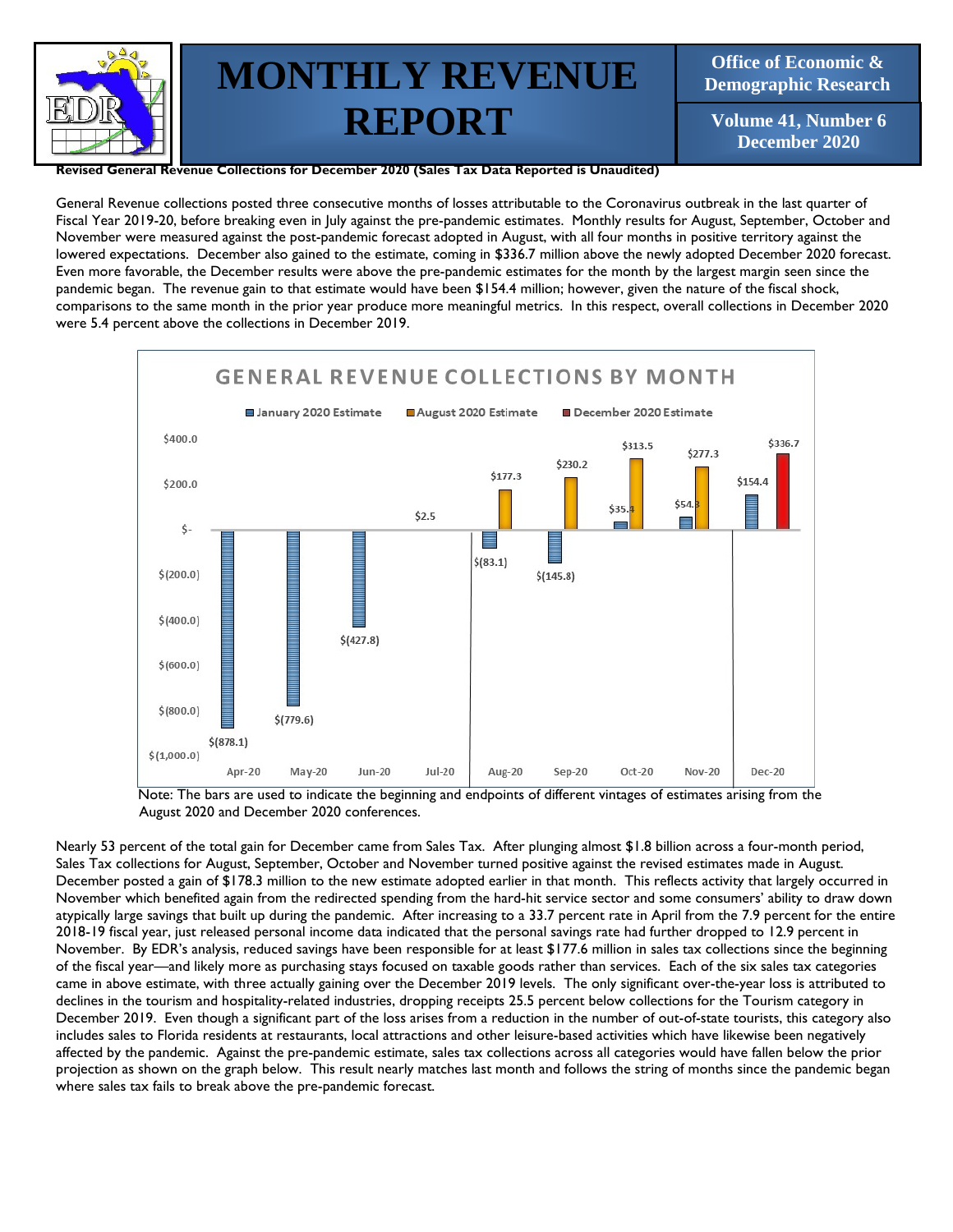# MONTHLY REVENUE REPORT

Office of Economic & Demographic Research

Volume 41, Number 6
December 2020

**Revised General Revenue Collections for December 2020 (Sales Tax Data Reported is Unaudited)**

General Revenue collections posted three consecutive months of losses attributable to the Coronavirus outbreak in the last quarter of Fiscal Year 2019-20, before breaking even in July against the pre-pandemic estimates. Monthly results for August, September, October and November were measured against the post-pandemic forecast adopted in August, with all four months in positive territory against the lowered expectations. December also gained to the estimate, coming in $336.7 million above the newly adopted December 2020 forecast. Even more favorable, the December results were above the pre-pandemic estimates for the month by the largest margin seen since the pandemic began. The revenue gain to that estimate would have been $154.4 million; however, given the nature of the fiscal shock, comparisons to the same month in the prior year produce more meaningful metrics. In this respect, overall collections in December 2020 were 5.4 percent above the collections in December 2019.

GENERAL REVENUE COLLECTIONS BY MONTH

January 2020 Estimate
August 2020 Estimate
December 2020 Estimate

$400.0
$200.0
$-
$(200.0)
$(400.0)
$(600.0)
$(800.0)
$(1,000.0)

$(878.1)
$(779.6)
$(427.8)
$2.5
$(83.1)
$177.3
$(145.8)
$230.2
$35.4
$313.5
$54.3
$277.3
$154.4
$336.7

Apr-20
May-20
Jun-20
Jul-20
Aug-20
Sep-20
Oct-20
Nov-20
Dec-20

Note: The bars are used to indicate the beginning and endpoints of different vintages of estimates arising from the August 2020 and December 2020 conferences.

Nearly 53 percent of the total gain for December came from Sales Tax. After plunging almost $1.8 billion across a four-month period, Sales Tax collections for August, September, October and November turned positive against the revised estimates made in August. December posted a gain of $178.3 million to the new estimate adopted earlier in that month. This reflects activity that largely occurred in November which benefited again from the redirected spending from the hard-hit service sector and some consumers' ability to draw down atypically large savings that built up during the pandemic. After increasing to a 33.7 percent rate in April from the 7.9 percent for the entire 2018-19 fiscal year, just released personal income data indicated that the personal savings rate had further dropped to 12.9 percent in November. By EDR's analysis, reduced savings have been responsible for at least $177.6 million in sales tax collections since the beginning of the fiscal year—and likely more as purchasing stays focused on taxable goods rather than services. Each of the six sales tax categories came in above estimate, with three actually gaining over the December 2019 levels. The only significant over-the-year loss is attributed to declines in the tourism and hospitality-related industries, dropping receipts 25.5 percent below collections for the Tourism category in December 2019. Even though a significant part of the loss arises from a reduction in the number of out-of-state tourists, this category also includes sales to Florida residents at restaurants, local attractions and other leisure-based activities which have likewise been negatively affected by the pandemic. Against the pre-pandemic estimate, sales tax collections across all categories would have fallen below the prior projection as shown on the graph below. This result nearly matches last month and follows the string of months since the pandemic began where sales tax fails to break above the pre-pandemic forecast.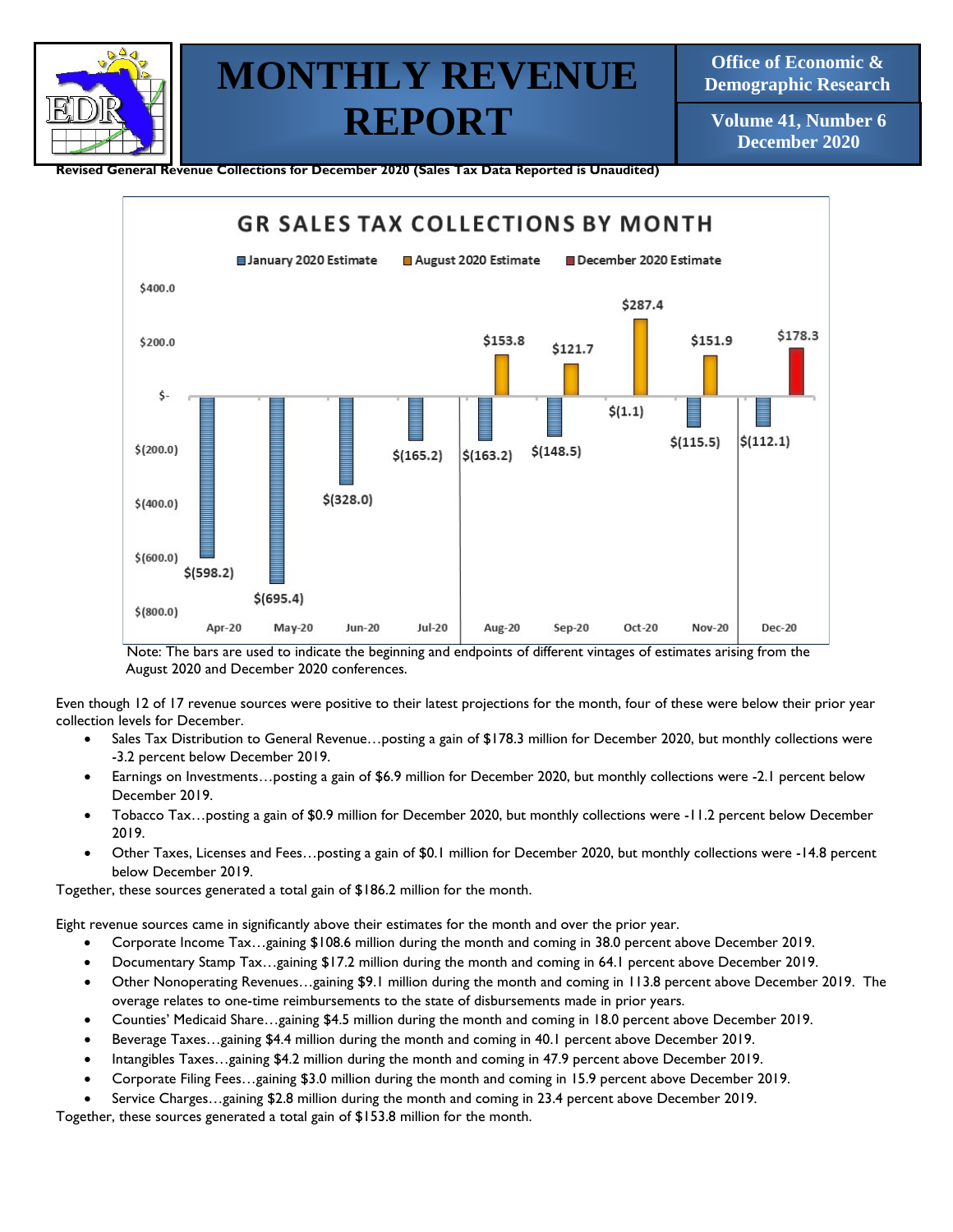# MONTHLY REVENUE REPORT

**Office of Economic & Demographic Research**

**Volume 41, Number 6**
**December 2020**

**Revised General Revenue Collections for December 2020 (Sales Tax Data Reported is Unaudited)**

GR SALES TAX COLLECTIONS BY MONTH

January 2020 Estimate
August 2020 Estimate
December 2020 Estimate

$400.0
$200.0
$-
$(200.0)
$(400.0)
$(600.0)
$(800.0)

Apr-20
May-20
Jun-20
Jul-20
Aug-20
Sep-20
Oct-20
Nov-20
Dec-20

$(598.2)
$(695.4)
$(328.0)
$(165.2)
$(163.2)
$153.8
$(148.5)
$121.7
$(1.1)
$287.4
$(115.5)
$151.9
$(112.1)
$178.3

Note: The bars are used to indicate the beginning and endpoints of different vintages of estimates arising from the August 2020 and December 2020 conferences.

Even though 12 of 17 revenue sources were positive to their latest projections for the month, four of these were below their prior year collection levels for December.

- Sales Tax Distribution to General Revenue…posting a gain of $178.3 million for December 2020, but monthly collections were -3.2 percent below December 2019.
- Earnings on Investments…posting a gain of $6.9 million for December 2020, but monthly collections were -2.1 percent below December 2019.
- Tobacco Tax…posting a gain of $0.9 million for December 2020, but monthly collections were -11.2 percent below December 2019.
- Other Taxes, Licenses and Fees…posting a gain of $0.1 million for December 2020, but monthly collections were -14.8 percent below December 2019.

Together, these sources generated a total gain of $186.2 million for the month.

Eight revenue sources came in significantly above their estimates for the month and over the prior year.

- Corporate Income Tax…gaining $108.6 million during the month and coming in 38.0 percent above December 2019.
- Documentary Stamp Tax…gaining $17.2 million during the month and coming in 64.1 percent above December 2019.
- Other Nonoperating Revenues…gaining $9.1 million during the month and coming in 113.8 percent above December 2019. The overage relates to one-time reimbursements to the state of disbursements made in prior years.
- Counties' Medicaid Share…gaining $4.5 million during the month and coming in 18.0 percent above December 2019.
- Beverage Taxes…gaining $4.4 million during the month and coming in 40.1 percent above December 2019.
- Intangibles Taxes…gaining $4.2 million during the month and coming in 47.9 percent above December 2019.
- Corporate Filing Fees…gaining $3.0 million during the month and coming in 15.9 percent above December 2019.
- Service Charges…gaining $2.8 million during the month and coming in 23.4 percent above December 2019.

Together, these sources generated a total gain of $153.8 million for the month.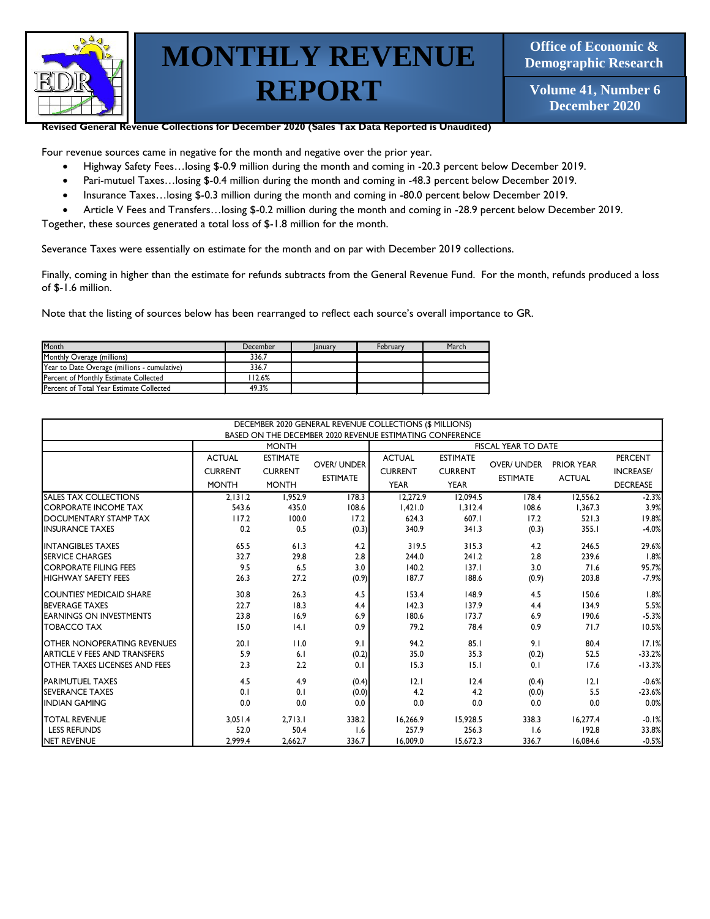# MONTHLY REVENUE REPORT

**Office of Economic & Demographic Research**

**Volume 41, Number 6**
**December 2020**

**Revised General Revenue Collections for December 2020 (Sales Tax Data Reported is Unaudited)**

Four revenue sources came in negative for the month and negative over the prior year.

- Highway Safety Fees…losing $-0.9 million during the month and coming in -20.3 percent below December 2019.
- Pari-mutuel Taxes…losing $-0.4 million during the month and coming in -48.3 percent below December 2019.
- Insurance Taxes…losing $-0.3 million during the month and coming in -80.0 percent below December 2019.
- Article V Fees and Transfers…losing $-0.2 million during the month and coming in -28.9 percent below December 2019.

Together, these sources generated a total loss of $-1.8 million for the month.

Severance Taxes were essentially on estimate for the month and on par with December 2019 collections.

Finally, coming in higher than the estimate for refunds subtracts from the General Revenue Fund. For the month, refunds produced a loss of $-1.6 million.

Note that the listing of sources below has been rearranged to reflect each source's overall importance to GR.

| Month | December | January | February | March |
|---|---|---|---|---|
| Monthly Overage (millions) | 336.7 | | | |
| Year to Date Overage (millions - cumulative) | 336.7 | | | |
| Percent of Monthly Estimate Collected | 112.6% | | | |
| Percent of Total Year Estimate Collected | 49.3% | | | |

DECEMBER 2020 GENERAL REVENUE COLLECTIONS ($ MILLIONS)
BASED ON THE DECEMBER 2020 REVENUE ESTIMATING CONFERENCE

| | MONTH | | | FISCAL YEAR TO DATE | | | | |
|---|---|---|---|---|---|---|---|---|
| | ACTUAL CURRENT MONTH | ESTIMATE CURRENT MONTH | OVER/ UNDER ESTIMATE | ACTUAL CURRENT YEAR | ESTIMATE CURRENT YEAR | OVER/ UNDER ESTIMATE | PRIOR YEAR ACTUAL | PERCENT INCREASE/ DECREASE |
| SALES TAX COLLECTIONS | 2,131.2 | 1,952.9 | 178.3 | 12,272.9 | 12,094.5 | 178.4 | 12,556.2 | -2.3% |
| CORPORATE INCOME TAX | 543.6 | 435.0 | 108.6 | 1,421.0 | 1,312.4 | 108.6 | 1,367.3 | 3.9% |
| DOCUMENTARY STAMP TAX | 117.2 | 100.0 | 17.2 | 624.3 | 607.1 | 17.2 | 521.3 | 19.8% |
| INSURANCE TAXES | 0.2 | 0.5 | (0.3) | 340.9 | 341.3 | (0.3) | 355.1 | -4.0% |
| INTANGIBLES TAXES | 65.5 | 61.3 | 4.2 | 319.5 | 315.3 | 4.2 | 246.5 | 29.6% |
| SERVICE CHARGES | 32.7 | 29.8 | 2.8 | 244.0 | 241.2 | 2.8 | 239.6 | 1.8% |
| CORPORATE FILING FEES | 9.5 | 6.5 | 3.0 | 140.2 | 137.1 | 3.0 | 71.6 | 95.7% |
| HIGHWAY SAFETY FEES | 26.3 | 27.2 | (0.9) | 187.7 | 188.6 | (0.9) | 203.8 | -7.9% |
| COUNTIES' MEDICAID SHARE | 30.8 | 26.3 | 4.5 | 153.4 | 148.9 | 4.5 | 150.6 | 1.8% |
| BEVERAGE TAXES | 22.7 | 18.3 | 4.4 | 142.3 | 137.9 | 4.4 | 134.9 | 5.5% |
| EARNINGS ON INVESTMENTS | 23.8 | 16.9 | 6.9 | 180.6 | 173.7 | 6.9 | 190.6 | -5.3% |
| TOBACCO TAX | 15.0 | 14.1 | 0.9 | 79.2 | 78.4 | 0.9 | 71.7 | 10.5% |
| OTHER NONOPERATING REVENUES | 20.1 | 11.0 | 9.1 | 94.2 | 85.1 | 9.1 | 80.4 | 17.1% |
| ARTICLE V FEES AND TRANSFERS | 5.9 | 6.1 | (0.2) | 35.0 | 35.3 | (0.2) | 52.5 | -33.2% |
| OTHER TAXES LICENSES AND FEES | 2.3 | 2.2 | 0.1 | 15.3 | 15.1 | 0.1 | 17.6 | -13.3% |
| PARIMUTUEL TAXES | 4.5 | 4.9 | (0.4) | 12.1 | 12.4 | (0.4) | 12.1 | -0.6% |
| SEVERANCE TAXES | 0.1 | 0.1 | (0.0) | 4.2 | 4.2 | (0.0) | 5.5 | -23.6% |
| INDIAN GAMING | 0.0 | 0.0 | 0.0 | 0.0 | 0.0 | 0.0 | 0.0 | 0.0% |
| TOTAL REVENUE | 3,051.4 | 2,713.1 | 338.2 | 16,266.9 | 15,928.5 | 338.3 | 16,277.4 | -0.1% |
| LESS REFUNDS | 52.0 | 50.4 | 1.6 | 257.9 | 256.3 | 1.6 | 192.8 | 33.8% |
| NET REVENUE | 2,999.4 | 2,662.7 | 336.7 | 16,009.0 | 15,672.3 | 336.7 | 16,084.6 | -0.5% |